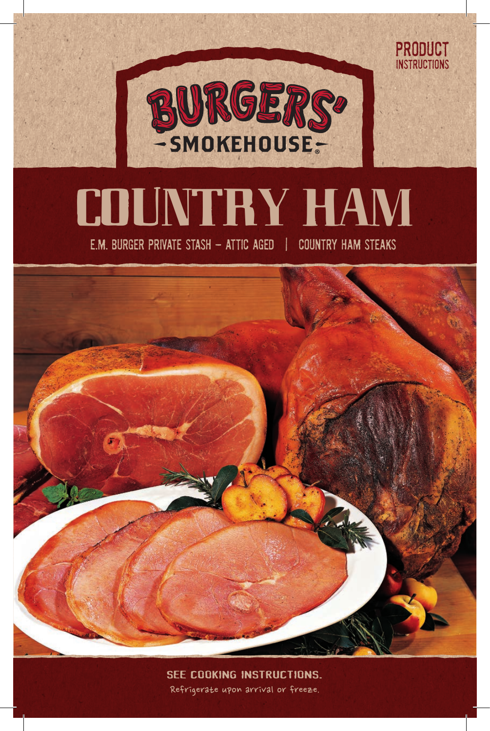PRODUCT INSTRUCTIONS

BURGERS' SMOKEHOUSE®

# COUNTRY HAM

E.M. BURGER PRIVATE STASH – ATTIC AGED | COUNTRY HAM STEAKS

SEE COOKING INSTRUCTIONS.

Refrigerate upon arrival or freeze.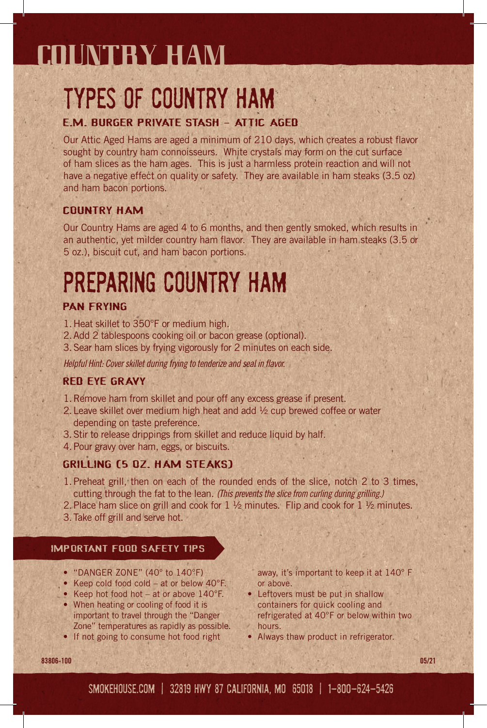# COUNTRY HAM

## TYPES OF COUNTRY HAM

### E.M. BURGER PRIVATE STASH – ATTIC AGED

Our Attic Aged Hams are aged a minimum of 210 days, which creates a robust flavor sought by country ham connoisseurs. White crystals may form on the cut surface of ham slices as the ham ages. This is just a harmless protein reaction and will not have a negative effect on quality or safety. They are available in ham steaks (3.5 oz) and ham bacon portions.

### COUNTRY HAM

Our Country Hams are aged 4 to 6 months, and then gently smoked, which results in an authentic, yet milder country ham flavor. They are available in ham steaks (3.5 or 5 oz.), biscuit cut, and ham bacon portions.

## PREPARING COUNTRY HAM

### PAN FRYING

1. Heat skillet to 350°F or medium high.
2. Add 2 tablespoons cooking oil or bacon grease (optional).
3. Sear ham slices by frying vigorously for 2 minutes on each side.

*Helpful Hint: Cover skillet during frying to tenderize and seal in flavor.*

### RED EYE GRAVY

1. Remove ham from skillet and pour off any excess grease if present.
2. Leave skillet over medium high heat and add ½ cup brewed coffee or water depending on taste preference.
3. Stir to release drippings from skillet and reduce liquid by half.
4. Pour gravy over ham, eggs, or biscuits.

### GRILLING (5 OZ. HAM STEAKS)

1. Preheat grill, then on each of the rounded ends of the slice, notch 2 to 3 times, cutting through the fat to the lean. *(This prevents the slice from curling during grilling.)*
2. Place ham slice on grill and cook for 1 ½ minutes. Flip and cook for 1 ½ minutes.
3. Take off grill and serve hot.

### IMPORTANT FOOD SAFETY TIPS

- "DANGER ZONE" (40° to 140°F)
- Keep cold food cold – at or below 40°F.
- Keep hot food hot – at or above 140°F.
- When heating or cooling of food it is important to travel through the "Danger Zone" temperatures as rapidly as possible.
- If not going to consume hot food right away, it's important to keep it at 140° F or above.
- Leftovers must be put in shallow containers for quick cooling and refrigerated at 40°F or below within two hours.
- Always thaw product in refrigerator.

83806-100

05/21

SMOKEHOUSE.COM | 32819 HWY 87 CALIFORNIA, MO 65018 | 1-800-624-5426